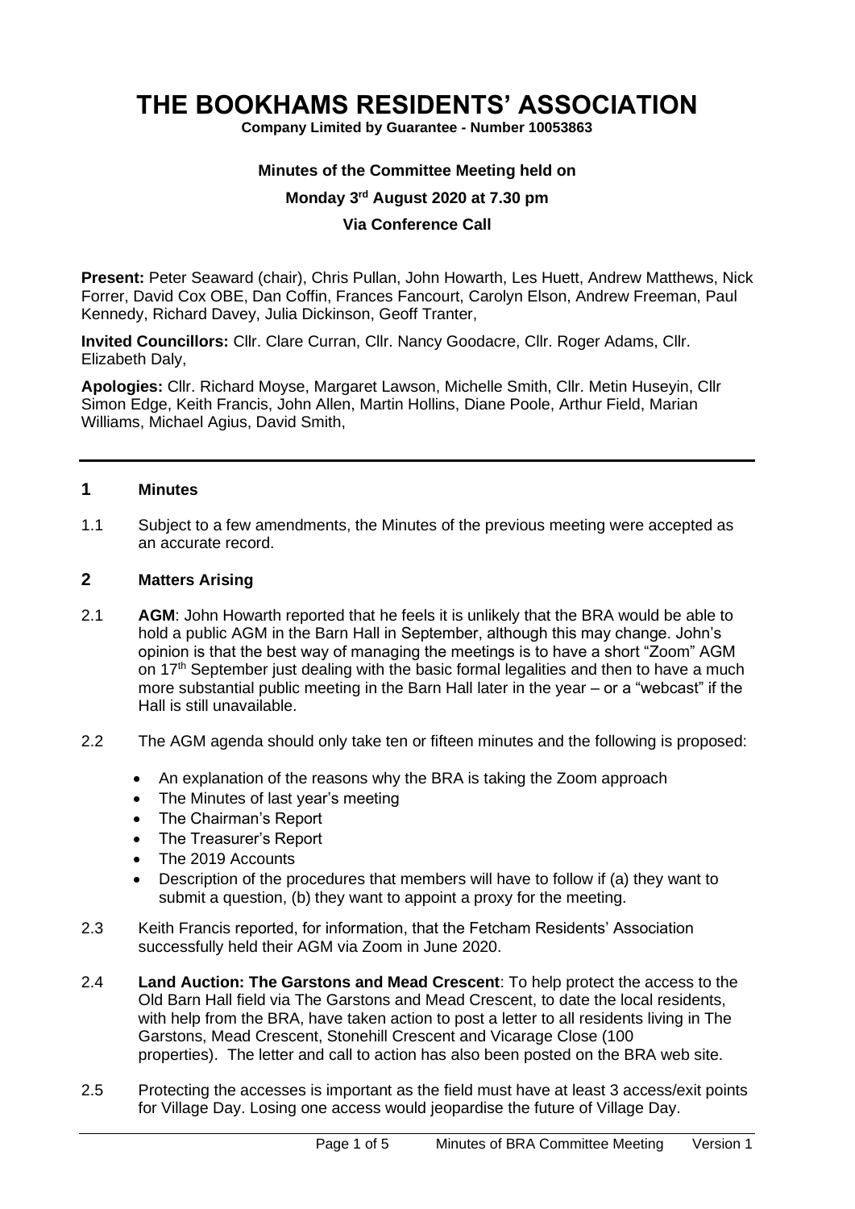# THE BOOKHAMS RESIDENTS' ASSOCIATION

**Company Limited by Guarantee - Number 10053863**

**Minutes of the Committee Meeting held on**

**Monday 3rd August 2020 at 7.30 pm**

**Via Conference Call**

**Present:** Peter Seaward (chair), Chris Pullan, John Howarth, Les Huett, Andrew Matthews, Nick Forrer, David Cox OBE, Dan Coffin, Frances Fancourt, Carolyn Elson, Andrew Freeman, Paul Kennedy, Richard Davey, Julia Dickinson, Geoff Tranter,

**Invited Councillors:** Cllr. Clare Curran, Cllr. Nancy Goodacre, Cllr. Roger Adams, Cllr. Elizabeth Daly,

**Apologies:** Cllr. Richard Moyse, Margaret Lawson, Michelle Smith, Cllr. Metin Huseyin, Cllr Simon Edge, Keith Francis, John Allen, Martin Hollins, Diane Poole, Arthur Field, Marian Williams, Michael Agius, David Smith,

---

## 1 Minutes

1.1 Subject to a few amendments, the Minutes of the previous meeting were accepted as an accurate record.

## 2 Matters Arising

2.1 **AGM**: John Howarth reported that he feels it is unlikely that the BRA would be able to hold a public AGM in the Barn Hall in September, although this may change. John's opinion is that the best way of managing the meetings is to have a short "Zoom" AGM on 17th September just dealing with the basic formal legalities and then to have a much more substantial public meeting in the Barn Hall later in the year – or a "webcast" if the Hall is still unavailable.

2.2 The AGM agenda should only take ten or fifteen minutes and the following is proposed:

- An explanation of the reasons why the BRA is taking the Zoom approach
- The Minutes of last year's meeting
- The Chairman's Report
- The Treasurer's Report
- The 2019 Accounts
- Description of the procedures that members will have to follow if (a) they want to submit a question, (b) they want to appoint a proxy for the meeting.

2.3 Keith Francis reported, for information, that the Fetcham Residents' Association successfully held their AGM via Zoom in June 2020.

2.4 **Land Auction: The Garstons and Mead Crescent**: To help protect the access to the Old Barn Hall field via The Garstons and Mead Crescent, to date the local residents, with help from the BRA, have taken action to post a letter to all residents living in The Garstons, Mead Crescent, Stonehill Crescent and Vicarage Close (100 properties). The letter and call to action has also been posted on the BRA web site.

2.5 Protecting the accesses is important as the field must have at least 3 access/exit points for Village Day. Losing one access would jeopardise the future of Village Day.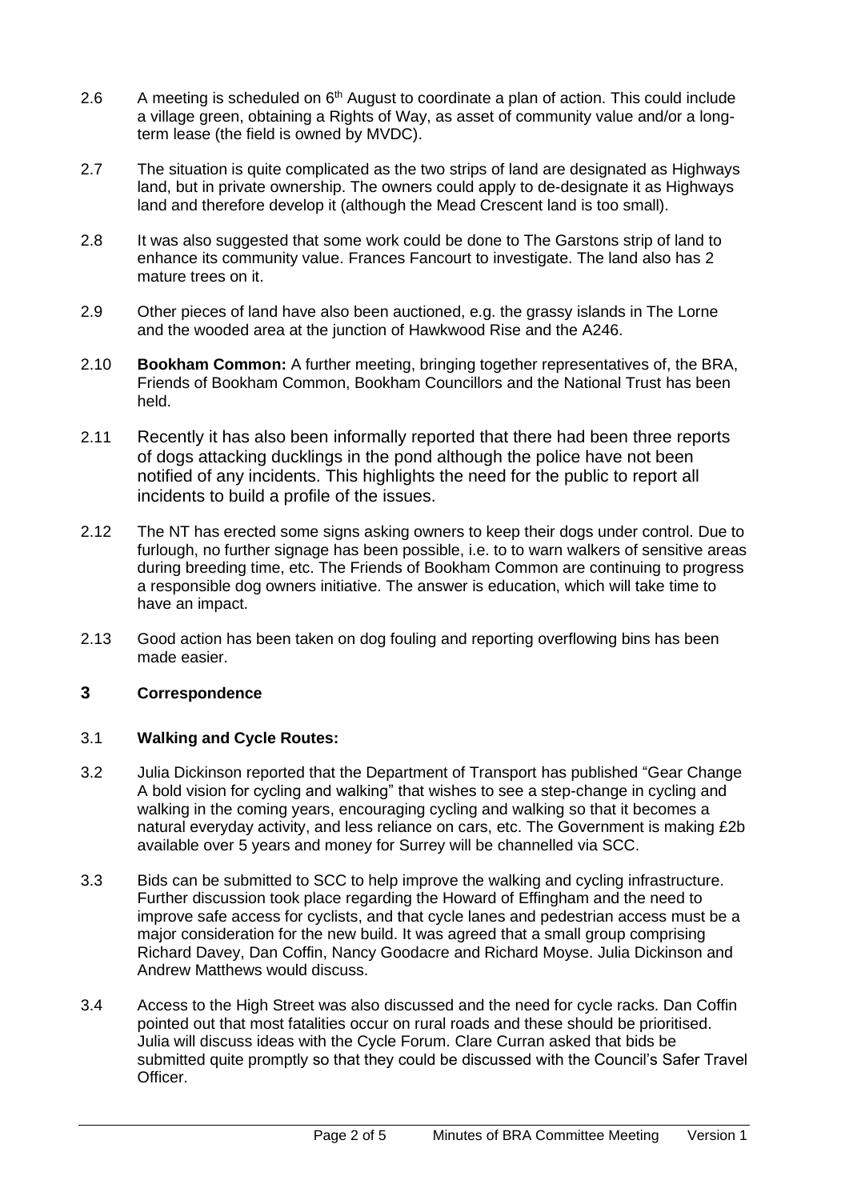2.6 A meeting is scheduled on 6th August to coordinate a plan of action. This could include a village green, obtaining a Rights of Way, as asset of community value and/or a long-term lease (the field is owned by MVDC).

2.7 The situation is quite complicated as the two strips of land are designated as Highways land, but in private ownership. The owners could apply to de-designate it as Highways land and therefore develop it (although the Mead Crescent land is too small).

2.8 It was also suggested that some work could be done to The Garstons strip of land to enhance its community value. Frances Fancourt to investigate. The land also has 2 mature trees on it.

2.9 Other pieces of land have also been auctioned, e.g. the grassy islands in The Lorne and the wooded area at the junction of Hawkwood Rise and the A246.

2.10 **Bookham Common:** A further meeting, bringing together representatives of, the BRA, Friends of Bookham Common, Bookham Councillors and the National Trust has been held.

2.11 Recently it has also been informally reported that there had been three reports of dogs attacking ducklings in the pond although the police have not been notified of any incidents. This highlights the need for the public to report all incidents to build a profile of the issues.

2.12 The NT has erected some signs asking owners to keep their dogs under control. Due to furlough, no further signage has been possible, i.e. to to warn walkers of sensitive areas during breeding time, etc. The Friends of Bookham Common are continuing to progress a responsible dog owners initiative. The answer is education, which will take time to have an impact.

2.13 Good action has been taken on dog fouling and reporting overflowing bins has been made easier.

## 3 Correspondence

3.1 **Walking and Cycle Routes:**

3.2 Julia Dickinson reported that the Department of Transport has published "Gear Change A bold vision for cycling and walking" that wishes to see a step-change in cycling and walking in the coming years, encouraging cycling and walking so that it becomes a natural everyday activity, and less reliance on cars, etc. The Government is making £2b available over 5 years and money for Surrey will be channelled via SCC.

3.3 Bids can be submitted to SCC to help improve the walking and cycling infrastructure. Further discussion took place regarding the Howard of Effingham and the need to improve safe access for cyclists, and that cycle lanes and pedestrian access must be a major consideration for the new build. It was agreed that a small group comprising Richard Davey, Dan Coffin, Nancy Goodacre and Richard Moyse. Julia Dickinson and Andrew Matthews would discuss.

3.4 Access to the High Street was also discussed and the need for cycle racks. Dan Coffin pointed out that most fatalities occur on rural roads and these should be prioritised. Julia will discuss ideas with the Cycle Forum. Clare Curran asked that bids be submitted quite promptly so that they could be discussed with the Council's Safer Travel Officer.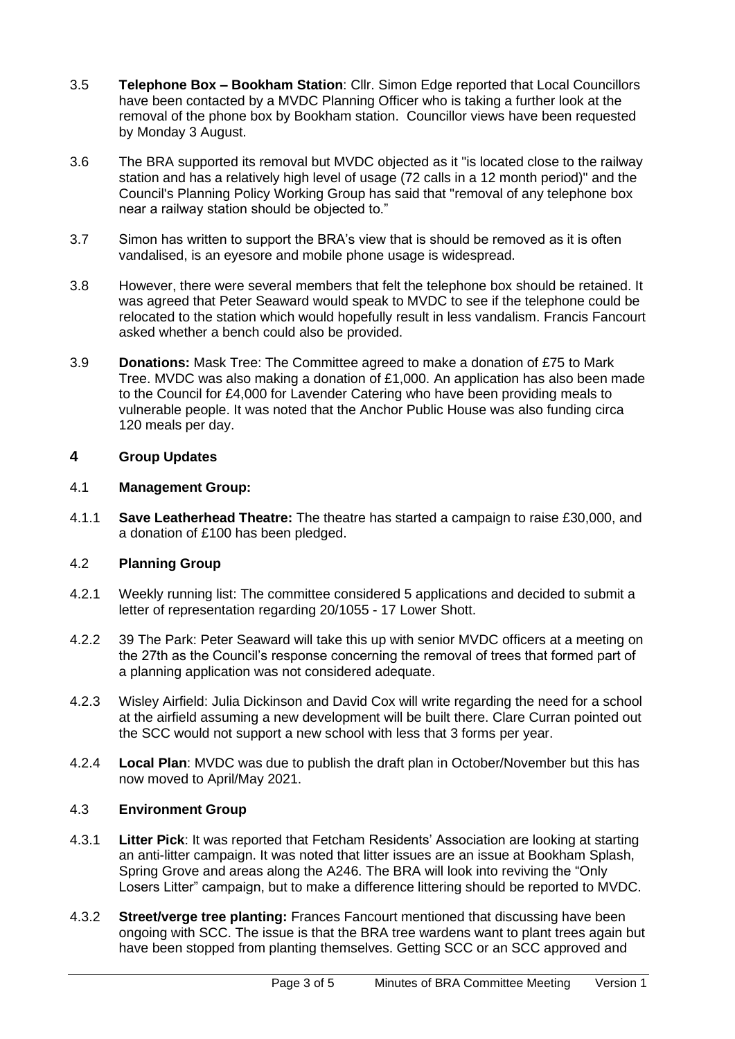3.5 **Telephone Box – Bookham Station**: Cllr. Simon Edge reported that Local Councillors have been contacted by a MVDC Planning Officer who is taking a further look at the removal of the phone box by Bookham station. Councillor views have been requested by Monday 3 August.

3.6 The BRA supported its removal but MVDC objected as it "is located close to the railway station and has a relatively high level of usage (72 calls in a 12 month period)" and the Council's Planning Policy Working Group has said that "removal of any telephone box near a railway station should be objected to."

3.7 Simon has written to support the BRA's view that is should be removed as it is often vandalised, is an eyesore and mobile phone usage is widespread.

3.8 However, there were several members that felt the telephone box should be retained. It was agreed that Peter Seaward would speak to MVDC to see if the telephone could be relocated to the station which would hopefully result in less vandalism. Francis Fancourt asked whether a bench could also be provided.

3.9 **Donations:** Mask Tree: The Committee agreed to make a donation of £75 to Mark Tree. MVDC was also making a donation of £1,000. An application has also been made to the Council for £4,000 for Lavender Catering who have been providing meals to vulnerable people. It was noted that the Anchor Public House was also funding circa 120 meals per day.

## 4 Group Updates

### 4.1 Management Group:

4.1.1 **Save Leatherhead Theatre:** The theatre has started a campaign to raise £30,000, and a donation of £100 has been pledged.

### 4.2 Planning Group

4.2.1 Weekly running list: The committee considered 5 applications and decided to submit a letter of representation regarding 20/1055 - 17 Lower Shott.

4.2.2 39 The Park: Peter Seaward will take this up with senior MVDC officers at a meeting on the 27th as the Council's response concerning the removal of trees that formed part of a planning application was not considered adequate.

4.2.3 Wisley Airfield: Julia Dickinson and David Cox will write regarding the need for a school at the airfield assuming a new development will be built there. Clare Curran pointed out the SCC would not support a new school with less that 3 forms per year.

4.2.4 **Local Plan**: MVDC was due to publish the draft plan in October/November but this has now moved to April/May 2021.

### 4.3 Environment Group

4.3.1 **Litter Pick**: It was reported that Fetcham Residents' Association are looking at starting an anti-litter campaign. It was noted that litter issues are an issue at Bookham Splash, Spring Grove and areas along the A246. The BRA will look into reviving the "Only Losers Litter" campaign, but to make a difference littering should be reported to MVDC.

4.3.2 **Street/verge tree planting:** Frances Fancourt mentioned that discussing have been ongoing with SCC. The issue is that the BRA tree wardens want to plant trees again but have been stopped from planting themselves. Getting SCC or an SCC approved and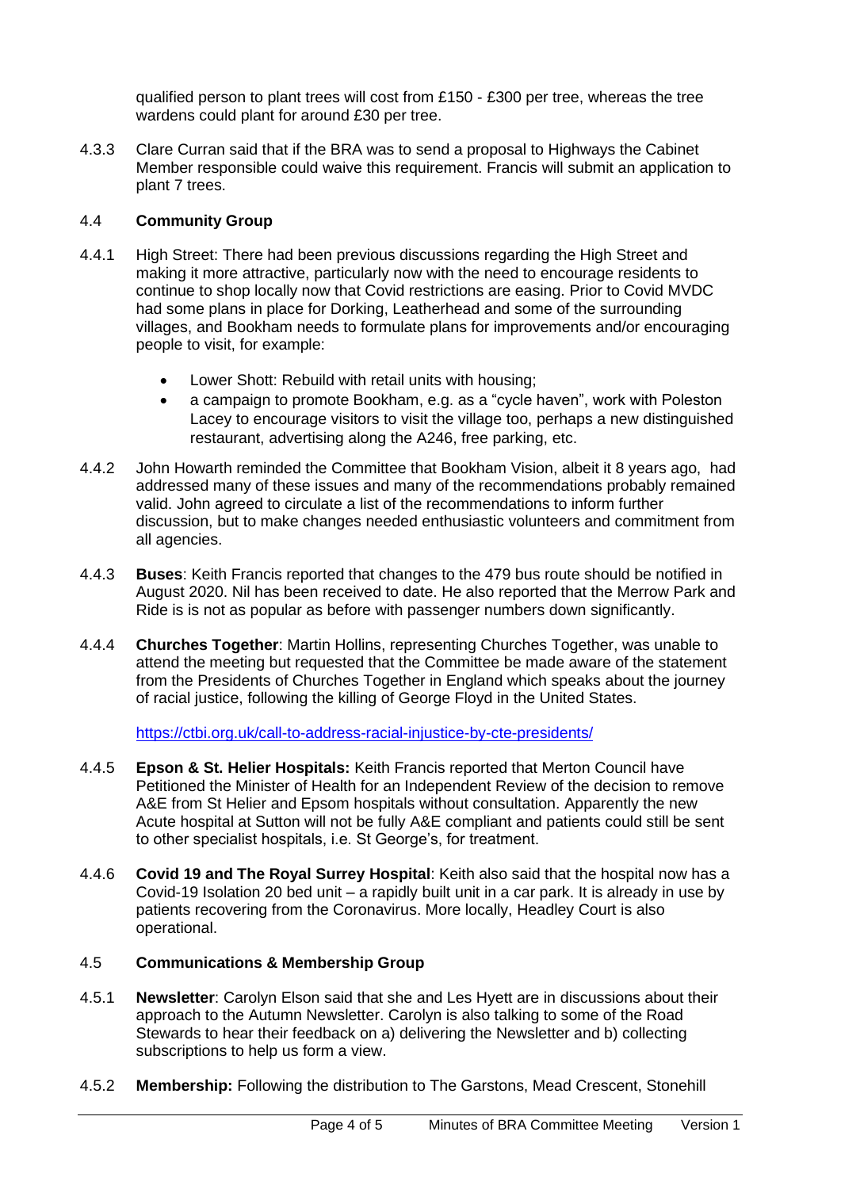qualified person to plant trees will cost from £150 - £300 per tree, whereas the tree wardens could plant for around £30 per tree.

4.3.3 Clare Curran said that if the BRA was to send a proposal to Highways the Cabinet Member responsible could waive this requirement. Francis will submit an application to plant 7 trees.

## 4.4 Community Group

4.4.1 High Street: There had been previous discussions regarding the High Street and making it more attractive, particularly now with the need to encourage residents to continue to shop locally now that Covid restrictions are easing. Prior to Covid MVDC had some plans in place for Dorking, Leatherhead and some of the surrounding villages, and Bookham needs to formulate plans for improvements and/or encouraging people to visit, for example:

- Lower Shott: Rebuild with retail units with housing;
- a campaign to promote Bookham, e.g. as a "cycle haven", work with Poleston Lacey to encourage visitors to visit the village too, perhaps a new distinguished restaurant, advertising along the A246, free parking, etc.

4.4.2 John Howarth reminded the Committee that Bookham Vision, albeit it 8 years ago, had addressed many of these issues and many of the recommendations probably remained valid. John agreed to circulate a list of the recommendations to inform further discussion, but to make changes needed enthusiastic volunteers and commitment from all agencies.

4.4.3 **Buses**: Keith Francis reported that changes to the 479 bus route should be notified in August 2020. Nil has been received to date. He also reported that the Merrow Park and Ride is is not as popular as before with passenger numbers down significantly.

4.4.4 **Churches Together**: Martin Hollins, representing Churches Together, was unable to attend the meeting but requested that the Committee be made aware of the statement from the Presidents of Churches Together in England which speaks about the journey of racial justice, following the killing of George Floyd in the United States.

https://ctbi.org.uk/call-to-address-racial-injustice-by-cte-presidents/

4.4.5 **Epson & St. Helier Hospitals:** Keith Francis reported that Merton Council have Petitioned the Minister of Health for an Independent Review of the decision to remove A&E from St Helier and Epsom hospitals without consultation. Apparently the new Acute hospital at Sutton will not be fully A&E compliant and patients could still be sent to other specialist hospitals, i.e. St George's, for treatment.

4.4.6 **Covid 19 and The Royal Surrey Hospital**: Keith also said that the hospital now has a Covid-19 Isolation 20 bed unit – a rapidly built unit in a car park. It is already in use by patients recovering from the Coronavirus. More locally, Headley Court is also operational.

## 4.5 Communications & Membership Group

4.5.1 **Newsletter**: Carolyn Elson said that she and Les Hyett are in discussions about their approach to the Autumn Newsletter. Carolyn is also talking to some of the Road Stewards to hear their feedback on a) delivering the Newsletter and b) collecting subscriptions to help us form a view.

4.5.2 **Membership:** Following the distribution to The Garstons, Mead Crescent, Stonehill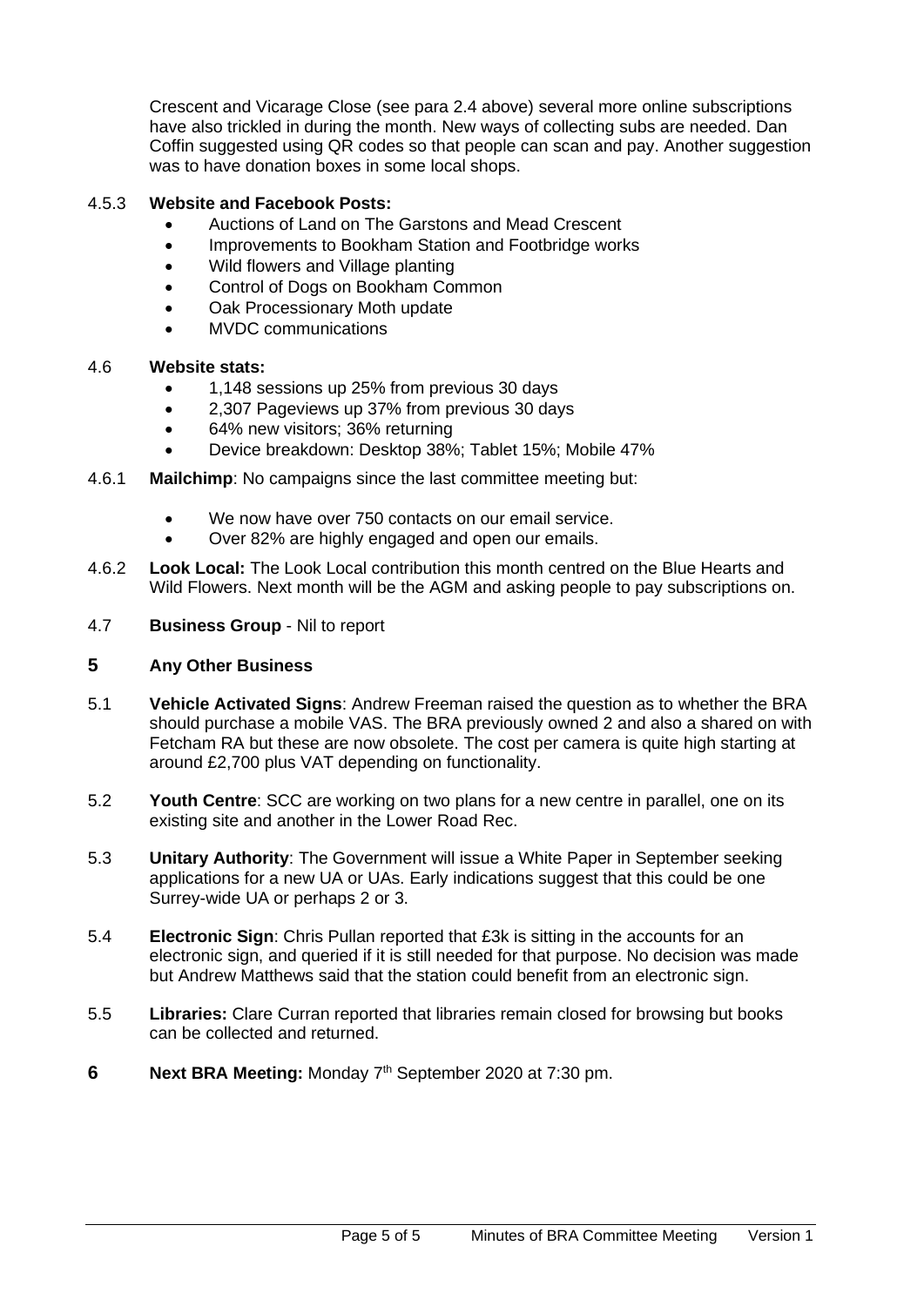Crescent and Vicarage Close (see para 2.4 above) several more online subscriptions have also trickled in during the month. New ways of collecting subs are needed. Dan Coffin suggested using QR codes so that people can scan and pay. Another suggestion was to have donation boxes in some local shops.

4.5.3 **Website and Facebook Posts:**

- Auctions of Land on The Garstons and Mead Crescent
- Improvements to Bookham Station and Footbridge works
- Wild flowers and Village planting
- Control of Dogs on Bookham Common
- Oak Processionary Moth update
- MVDC communications

4.6 **Website stats:**

- 1,148 sessions up 25% from previous 30 days
- 2,307 Pageviews up 37% from previous 30 days
- 64% new visitors; 36% returning
- Device breakdown: Desktop 38%; Tablet 15%; Mobile 47%

4.6.1 **Mailchimp**: No campaigns since the last committee meeting but:

- We now have over 750 contacts on our email service.
- Over 82% are highly engaged and open our emails.

4.6.2 **Look Local:** The Look Local contribution this month centred on the Blue Hearts and Wild Flowers. Next month will be the AGM and asking people to pay subscriptions on.

4.7 **Business Group** - Nil to report

## 5 Any Other Business

5.1 **Vehicle Activated Signs**: Andrew Freeman raised the question as to whether the BRA should purchase a mobile VAS. The BRA previously owned 2 and also a shared on with Fetcham RA but these are now obsolete. The cost per camera is quite high starting at around £2,700 plus VAT depending on functionality.

5.2 **Youth Centre**: SCC are working on two plans for a new centre in parallel, one on its existing site and another in the Lower Road Rec.

5.3 **Unitary Authority**: The Government will issue a White Paper in September seeking applications for a new UA or UAs. Early indications suggest that this could be one Surrey-wide UA or perhaps 2 or 3.

5.4 **Electronic Sign**: Chris Pullan reported that £3k is sitting in the accounts for an electronic sign, and queried if it is still needed for that purpose. No decision was made but Andrew Matthews said that the station could benefit from an electronic sign.

5.5 **Libraries:** Clare Curran reported that libraries remain closed for browsing but books can be collected and returned.

## 6 Next BRA Meeting: Monday 7th September 2020 at 7:30 pm.